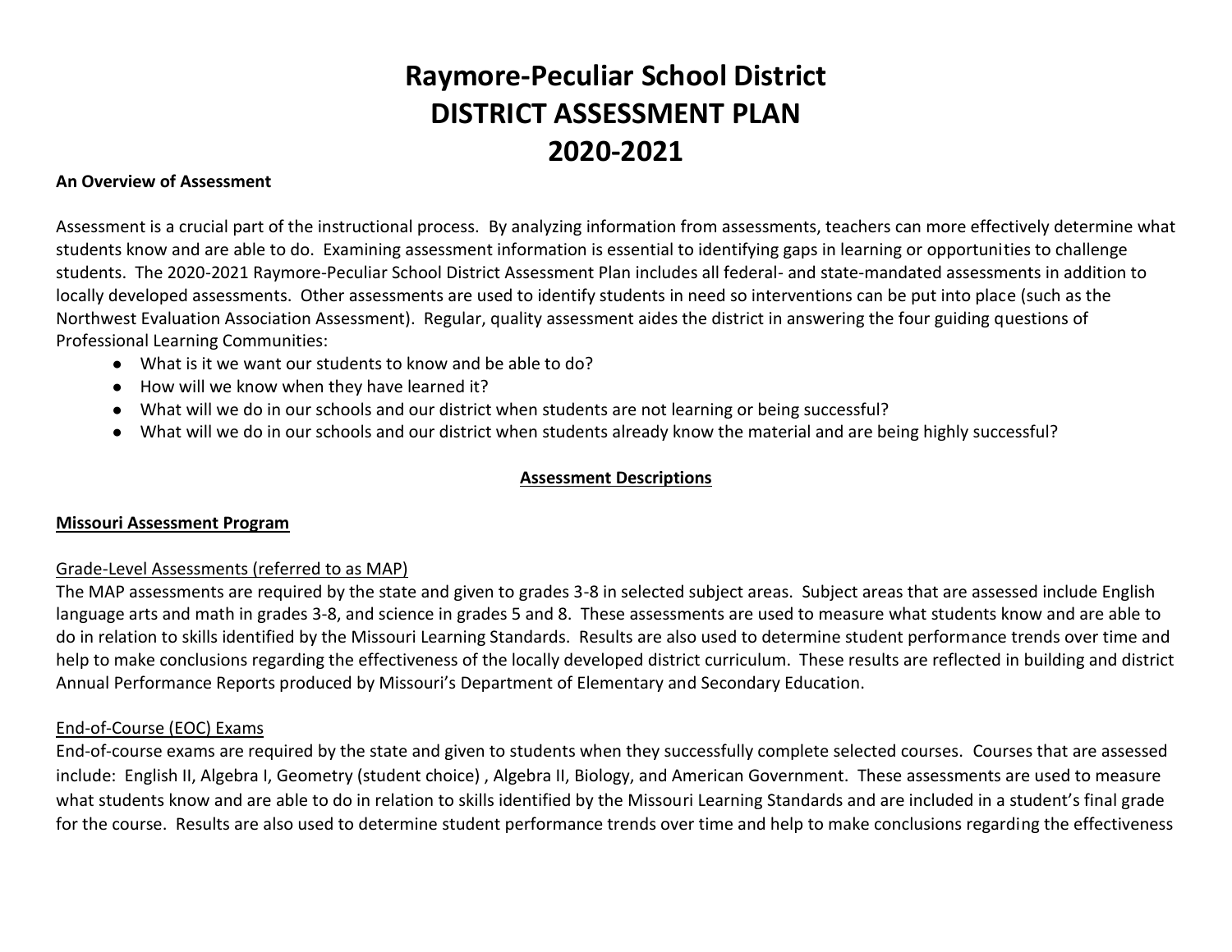# Raymore-Peculiar School District
# DISTRICT ASSESSMENT PLAN
# 2020-2021

**An Overview of Assessment**

Assessment is a crucial part of the instructional process. By analyzing information from assessments, teachers can more effectively determine what students know and are able to do. Examining assessment information is essential to identifying gaps in learning or opportunities to challenge students. The 2020-2021 Raymore-Peculiar School District Assessment Plan includes all federal- and state-mandated assessments in addition to locally developed assessments. Other assessments are used to identify students in need so interventions can be put into place (such as the Northwest Evaluation Association Assessment). Regular, quality assessment aides the district in answering the four guiding questions of Professional Learning Communities:

- What is it we want our students to know and be able to do?
- How will we know when they have learned it?
- What will we do in our schools and our district when students are not learning or being successful?
- What will we do in our schools and our district when students already know the material and are being highly successful?

## Assessment Descriptions

### Missouri Assessment Program

#### Grade-Level Assessments (referred to as MAP)

The MAP assessments are required by the state and given to grades 3-8 in selected subject areas. Subject areas that are assessed include English language arts and math in grades 3-8, and science in grades 5 and 8. These assessments are used to measure what students know and are able to do in relation to skills identified by the Missouri Learning Standards. Results are also used to determine student performance trends over time and help to make conclusions regarding the effectiveness of the locally developed district curriculum. These results are reflected in building and district Annual Performance Reports produced by Missouri's Department of Elementary and Secondary Education.

#### End-of-Course (EOC) Exams

End-of-course exams are required by the state and given to students when they successfully complete selected courses. Courses that are assessed include: English II, Algebra I, Geometry (student choice) , Algebra II, Biology, and American Government. These assessments are used to measure what students know and are able to do in relation to skills identified by the Missouri Learning Standards and are included in a student's final grade for the course. Results are also used to determine student performance trends over time and help to make conclusions regarding the effectiveness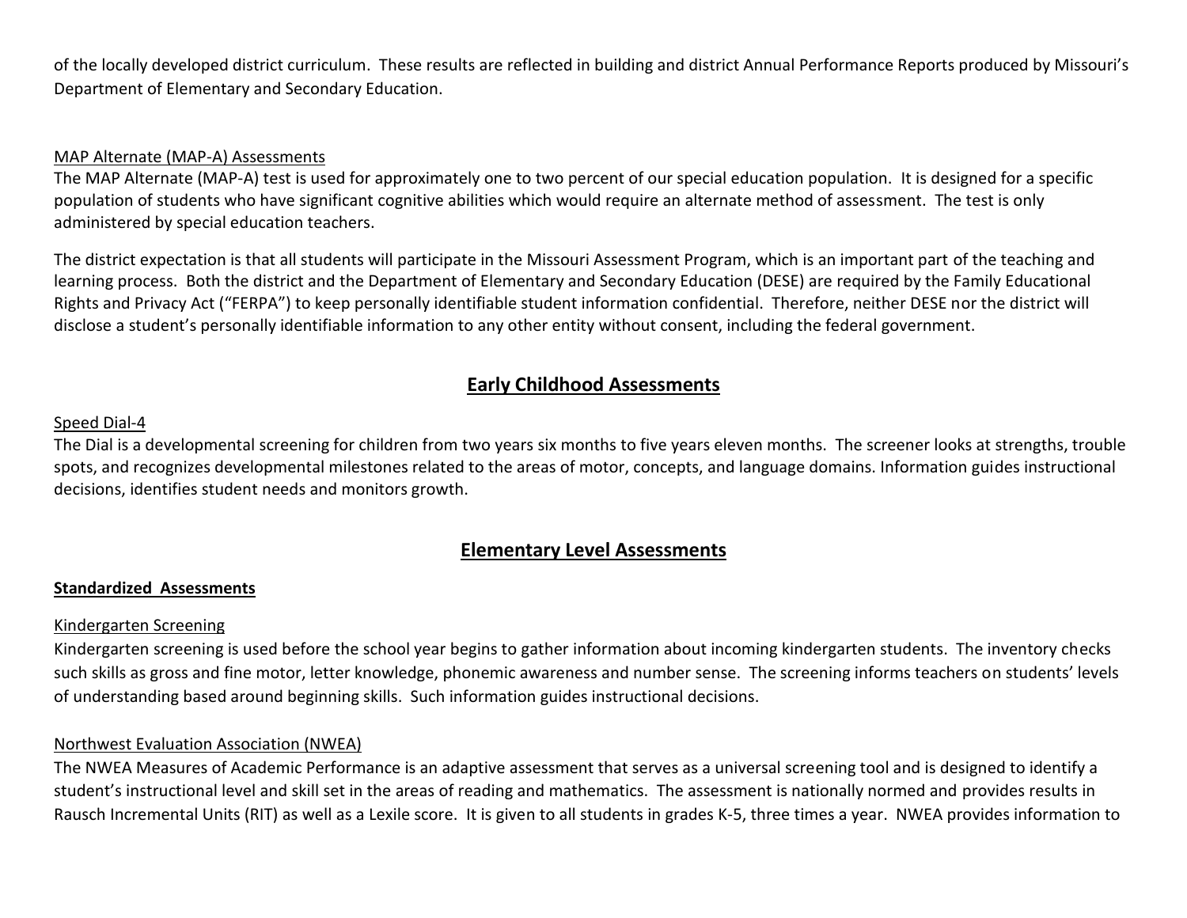of the locally developed district curriculum. These results are reflected in building and district Annual Performance Reports produced by Missouri's Department of Elementary and Secondary Education.

MAP Alternate (MAP-A) Assessments

The MAP Alternate (MAP-A) test is used for approximately one to two percent of our special education population. It is designed for a specific population of students who have significant cognitive abilities which would require an alternate method of assessment. The test is only administered by special education teachers.

The district expectation is that all students will participate in the Missouri Assessment Program, which is an important part of the teaching and learning process. Both the district and the Department of Elementary and Secondary Education (DESE) are required by the Family Educational Rights and Privacy Act ("FERPA") to keep personally identifiable student information confidential. Therefore, neither DESE nor the district will disclose a student's personally identifiable information to any other entity without consent, including the federal government.

## Early Childhood Assessments

Speed Dial-4

The Dial is a developmental screening for children from two years six months to five years eleven months. The screener looks at strengths, trouble spots, and recognizes developmental milestones related to the areas of motor, concepts, and language domains. Information guides instructional decisions, identifies student needs and monitors growth.

## Elementary Level Assessments

**Standardized Assessments**

Kindergarten Screening

Kindergarten screening is used before the school year begins to gather information about incoming kindergarten students. The inventory checks such skills as gross and fine motor, letter knowledge, phonemic awareness and number sense. The screening informs teachers on students' levels of understanding based around beginning skills. Such information guides instructional decisions.

Northwest Evaluation Association (NWEA)

The NWEA Measures of Academic Performance is an adaptive assessment that serves as a universal screening tool and is designed to identify a student's instructional level and skill set in the areas of reading and mathematics. The assessment is nationally normed and provides results in Rausch Incremental Units (RIT) as well as a Lexile score. It is given to all students in grades K-5, three times a year. NWEA provides information to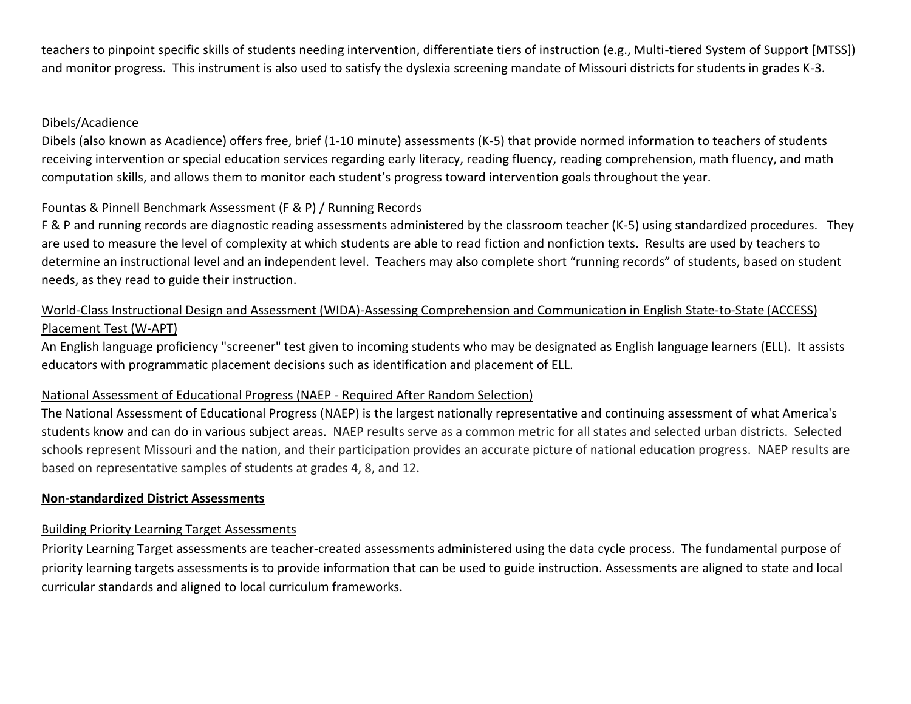teachers to pinpoint specific skills of students needing intervention, differentiate tiers of instruction (e.g., Multi-tiered System of Support [MTSS]) and monitor progress. This instrument is also used to satisfy the dyslexia screening mandate of Missouri districts for students in grades K-3.

<u>Dibels/Acadience</u>

Dibels (also known as Acadience) offers free, brief (1-10 minute) assessments (K-5) that provide normed information to teachers of students receiving intervention or special education services regarding early literacy, reading fluency, reading comprehension, math fluency, and math computation skills, and allows them to monitor each student's progress toward intervention goals throughout the year.

<u>Fountas & Pinnell Benchmark Assessment (F & P) / Running Records</u>

F & P and running records are diagnostic reading assessments administered by the classroom teacher (K-5) using standardized procedures. They are used to measure the level of complexity at which students are able to read fiction and nonfiction texts. Results are used by teachers to determine an instructional level and an independent level. Teachers may also complete short "running records" of students, based on student needs, as they read to guide their instruction.

<u>World-Class Instructional Design and Assessment (WIDA)-Assessing Comprehension and Communication in English State-to-State (ACCESS) Placement Test (W-APT)</u>

An English language proficiency "screener" test given to incoming students who may be designated as English language learners (ELL). It assists educators with programmatic placement decisions such as identification and placement of ELL.

<u>National Assessment of Educational Progress (NAEP - Required After Random Selection)</u>

The National Assessment of Educational Progress (NAEP) is the largest nationally representative and continuing assessment of what America's students know and can do in various subject areas. NAEP results serve as a common metric for all states and selected urban districts. Selected schools represent Missouri and the nation, and their participation provides an accurate picture of national education progress. NAEP results are based on representative samples of students at grades 4, 8, and 12.

## **<u>Non-standardized District Assessments</u>**

<u>Building Priority Learning Target Assessments</u>

Priority Learning Target assessments are teacher-created assessments administered using the data cycle process. The fundamental purpose of priority learning targets assessments is to provide information that can be used to guide instruction. Assessments are aligned to state and local curricular standards and aligned to local curriculum frameworks.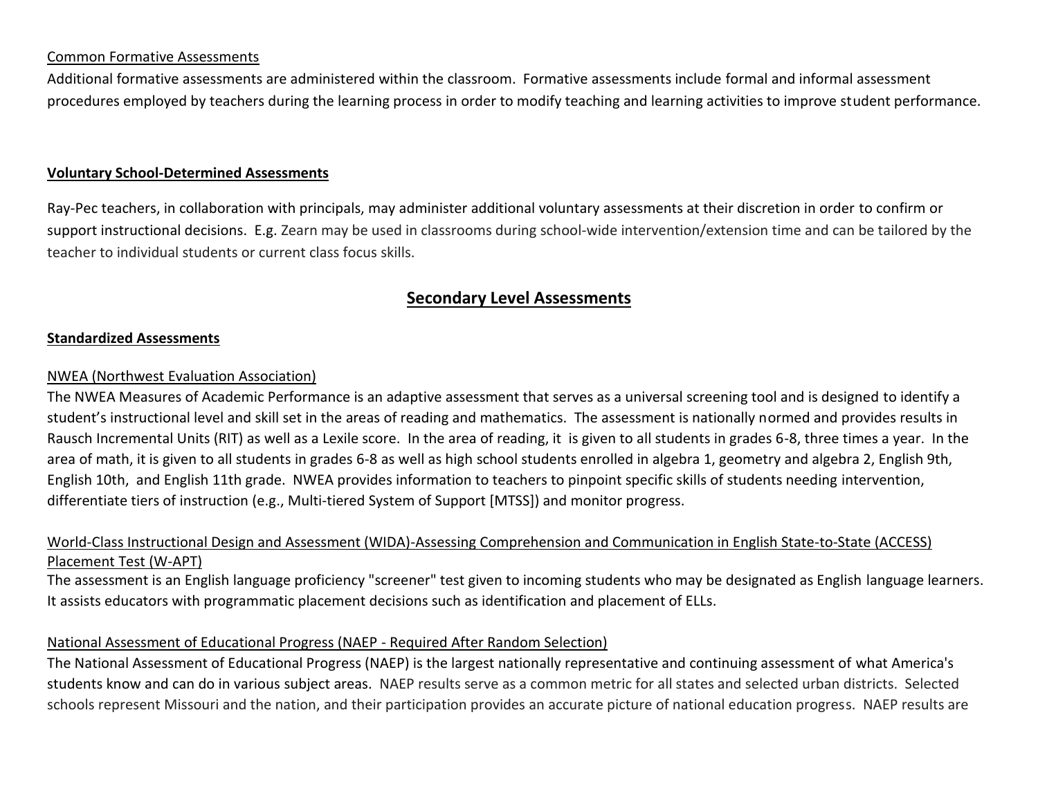Common Formative Assessments

Additional formative assessments are administered within the classroom. Formative assessments include formal and informal assessment procedures employed by teachers during the learning process in order to modify teaching and learning activities to improve student performance.

**Voluntary School-Determined Assessments**

Ray-Pec teachers, in collaboration with principals, may administer additional voluntary assessments at their discretion in order to confirm or support instructional decisions. E.g. Zearn may be used in classrooms during school-wide intervention/extension time and can be tailored by the teacher to individual students or current class focus skills.

## Secondary Level Assessments

**Standardized Assessments**

NWEA (Northwest Evaluation Association)

The NWEA Measures of Academic Performance is an adaptive assessment that serves as a universal screening tool and is designed to identify a student's instructional level and skill set in the areas of reading and mathematics. The assessment is nationally normed and provides results in Rausch Incremental Units (RIT) as well as a Lexile score. In the area of reading, it is given to all students in grades 6-8, three times a year. In the area of math, it is given to all students in grades 6-8 as well as high school students enrolled in algebra 1, geometry and algebra 2, English 9th, English 10th, and English 11th grade. NWEA provides information to teachers to pinpoint specific skills of students needing intervention, differentiate tiers of instruction (e.g., Multi-tiered System of Support [MTSS]) and monitor progress.

World-Class Instructional Design and Assessment (WIDA)-Assessing Comprehension and Communication in English State-to-State (ACCESS) Placement Test (W-APT)

The assessment is an English language proficiency "screener" test given to incoming students who may be designated as English language learners. It assists educators with programmatic placement decisions such as identification and placement of ELLs.

National Assessment of Educational Progress (NAEP - Required After Random Selection)

The National Assessment of Educational Progress (NAEP) is the largest nationally representative and continuing assessment of what America's students know and can do in various subject areas. NAEP results serve as a common metric for all states and selected urban districts. Selected schools represent Missouri and the nation, and their participation provides an accurate picture of national education progress. NAEP results are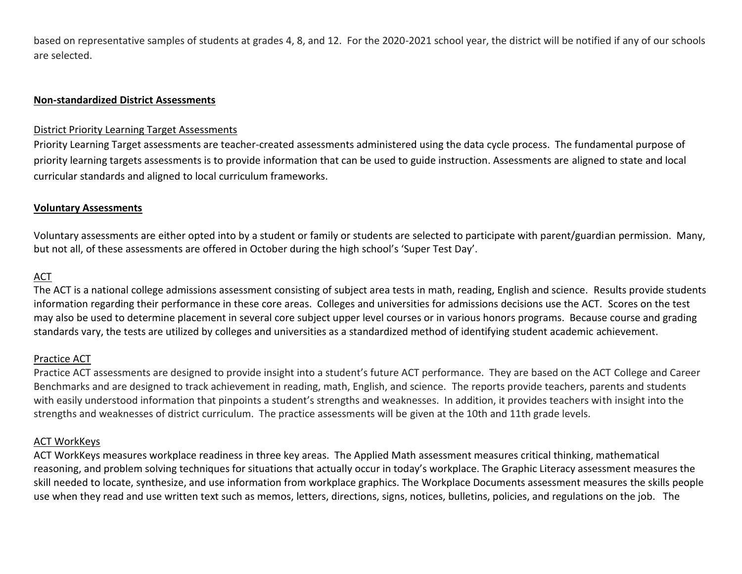based on representative samples of students at grades 4, 8, and 12. For the 2020-2021 school year, the district will be notified if any of our schools are selected.

## Non-standardized District Assessments

### District Priority Learning Target Assessments

Priority Learning Target assessments are teacher-created assessments administered using the data cycle process. The fundamental purpose of priority learning targets assessments is to provide information that can be used to guide instruction. Assessments are aligned to state and local curricular standards and aligned to local curriculum frameworks.

## Voluntary Assessments

Voluntary assessments are either opted into by a student or family or students are selected to participate with parent/guardian permission. Many, but not all, of these assessments are offered in October during the high school's 'Super Test Day'.

### ACT

The ACT is a national college admissions assessment consisting of subject area tests in math, reading, English and science. Results provide students information regarding their performance in these core areas. Colleges and universities for admissions decisions use the ACT. Scores on the test may also be used to determine placement in several core subject upper level courses or in various honors programs. Because course and grading standards vary, the tests are utilized by colleges and universities as a standardized method of identifying student academic achievement.

### Practice ACT

Practice ACT assessments are designed to provide insight into a student's future ACT performance. They are based on the ACT College and Career Benchmarks and are designed to track achievement in reading, math, English, and science. The reports provide teachers, parents and students with easily understood information that pinpoints a student's strengths and weaknesses. In addition, it provides teachers with insight into the strengths and weaknesses of district curriculum. The practice assessments will be given at the 10th and 11th grade levels.

### ACT WorkKeys

ACT WorkKeys measures workplace readiness in three key areas. The Applied Math assessment measures critical thinking, mathematical reasoning, and problem solving techniques for situations that actually occur in today's workplace. The Graphic Literacy assessment measures the skill needed to locate, synthesize, and use information from workplace graphics. The Workplace Documents assessment measures the skills people use when they read and use written text such as memos, letters, directions, signs, notices, bulletins, policies, and regulations on the job. The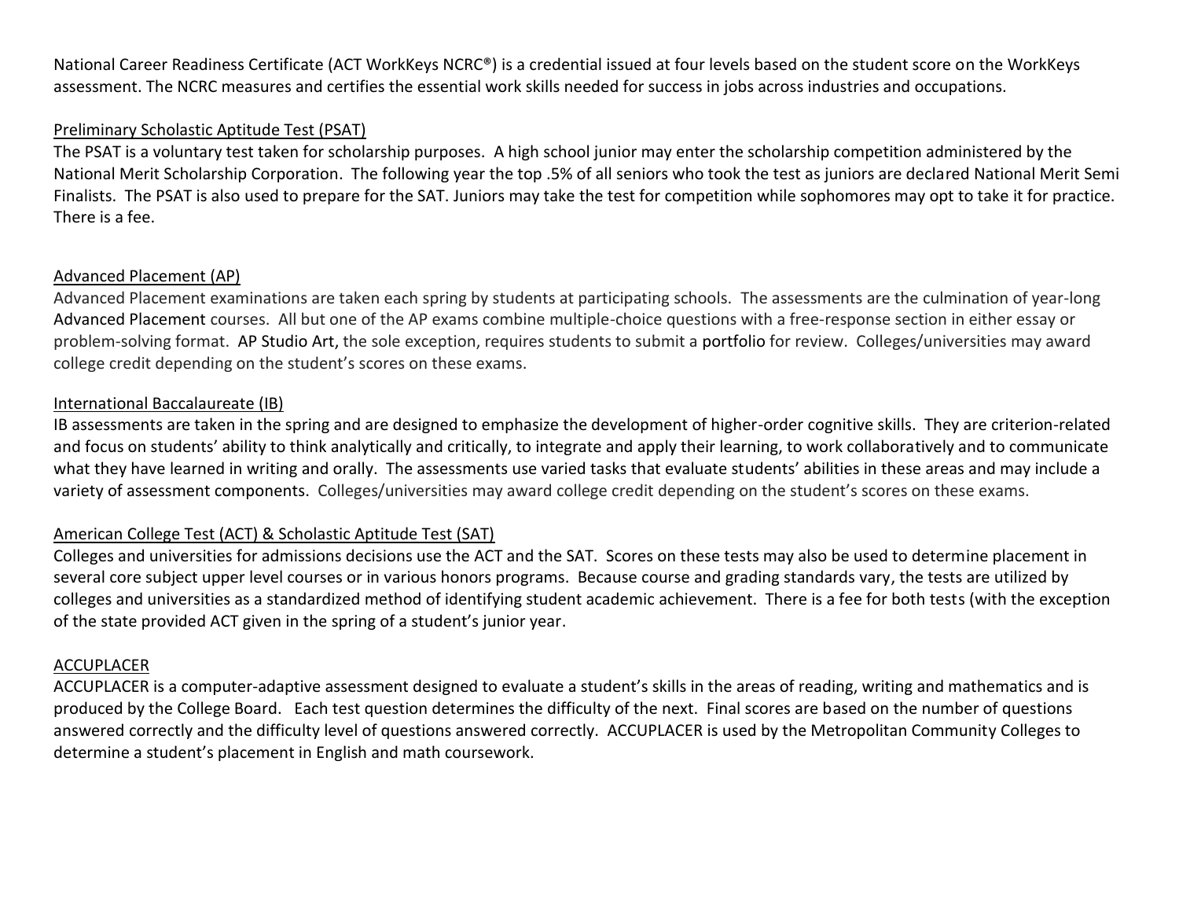National Career Readiness Certificate (ACT WorkKeys NCRC®) is a credential issued at four levels based on the student score on the WorkKeys assessment. The NCRC measures and certifies the essential work skills needed for success in jobs across industries and occupations.

<u>Preliminary Scholastic Aptitude Test (PSAT)</u>

The PSAT is a voluntary test taken for scholarship purposes. A high school junior may enter the scholarship competition administered by the National Merit Scholarship Corporation. The following year the top .5% of all seniors who took the test as juniors are declared National Merit Semi Finalists. The PSAT is also used to prepare for the SAT. Juniors may take the test for competition while sophomores may opt to take it for practice. There is a fee.

<u>Advanced Placement (AP)</u>

Advanced Placement examinations are taken each spring by students at participating schools. The assessments are the culmination of year-long Advanced Placement courses. All but one of the AP exams combine multiple-choice questions with a free-response section in either essay or problem-solving format. AP Studio Art, the sole exception, requires students to submit a portfolio for review. Colleges/universities may award college credit depending on the student's scores on these exams.

<u>International Baccalaureate (IB)</u>

IB assessments are taken in the spring and are designed to emphasize the development of higher-order cognitive skills. They are criterion-related and focus on students' ability to think analytically and critically, to integrate and apply their learning, to work collaboratively and to communicate what they have learned in writing and orally. The assessments use varied tasks that evaluate students' abilities in these areas and may include a variety of assessment components. Colleges/universities may award college credit depending on the student's scores on these exams.

<u>American College Test (ACT) & Scholastic Aptitude Test (SAT)</u>

Colleges and universities for admissions decisions use the ACT and the SAT. Scores on these tests may also be used to determine placement in several core subject upper level courses or in various honors programs. Because course and grading standards vary, the tests are utilized by colleges and universities as a standardized method of identifying student academic achievement. There is a fee for both tests (with the exception of the state provided ACT given in the spring of a student's junior year.

<u>ACCUPLACER</u>

ACCUPLACER is a computer-adaptive assessment designed to evaluate a student's skills in the areas of reading, writing and mathematics and is produced by the College Board. Each test question determines the difficulty of the next. Final scores are based on the number of questions answered correctly and the difficulty level of questions answered correctly. ACCUPLACER is used by the Metropolitan Community Colleges to determine a student's placement in English and math coursework.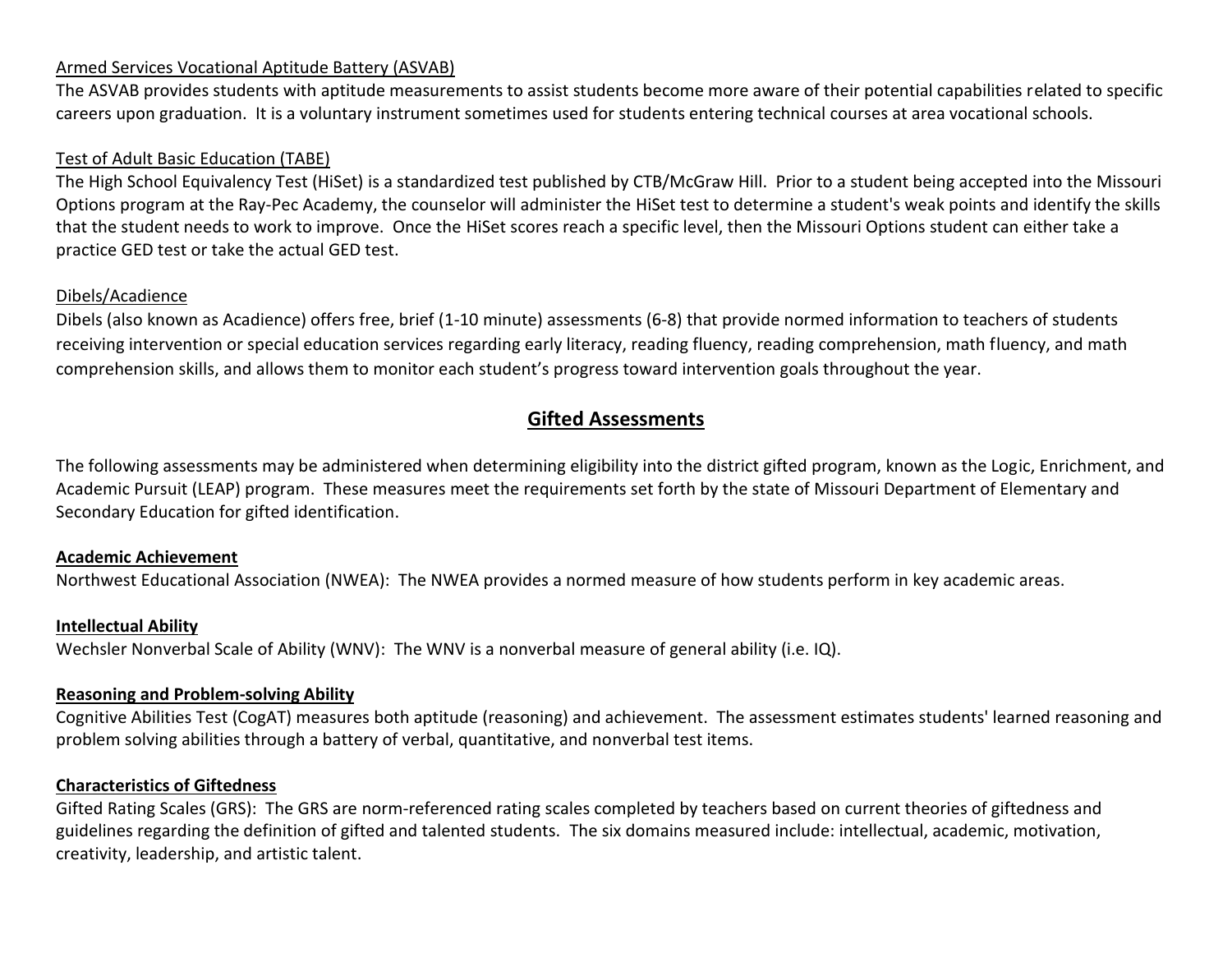Armed Services Vocational Aptitude Battery (ASVAB)

The ASVAB provides students with aptitude measurements to assist students become more aware of their potential capabilities related to specific careers upon graduation. It is a voluntary instrument sometimes used for students entering technical courses at area vocational schools.

Test of Adult Basic Education (TABE)

The High School Equivalency Test (HiSet) is a standardized test published by CTB/McGraw Hill. Prior to a student being accepted into the Missouri Options program at the Ray-Pec Academy, the counselor will administer the HiSet test to determine a student's weak points and identify the skills that the student needs to work to improve. Once the HiSet scores reach a specific level, then the Missouri Options student can either take a practice GED test or take the actual GED test.

Dibels/Acadience

Dibels (also known as Acadience) offers free, brief (1-10 minute) assessments (6-8) that provide normed information to teachers of students receiving intervention or special education services regarding early literacy, reading fluency, reading comprehension, math fluency, and math comprehension skills, and allows them to monitor each student’s progress toward intervention goals throughout the year.

## Gifted Assessments

The following assessments may be administered when determining eligibility into the district gifted program, known as the Logic, Enrichment, and Academic Pursuit (LEAP) program. These measures meet the requirements set forth by the state of Missouri Department of Elementary and Secondary Education for gifted identification.

**Academic Achievement**

Northwest Educational Association (NWEA): The NWEA provides a normed measure of how students perform in key academic areas.

**Intellectual Ability**

Wechsler Nonverbal Scale of Ability (WNV): The WNV is a nonverbal measure of general ability (i.e. IQ).

**Reasoning and Problem-solving Ability**

Cognitive Abilities Test (CogAT) measures both aptitude (reasoning) and achievement. The assessment estimates students' learned reasoning and problem solving abilities through a battery of verbal, quantitative, and nonverbal test items.

**Characteristics of Giftedness**

Gifted Rating Scales (GRS): The GRS are norm-referenced rating scales completed by teachers based on current theories of giftedness and guidelines regarding the definition of gifted and talented students. The six domains measured include: intellectual, academic, motivation, creativity, leadership, and artistic talent.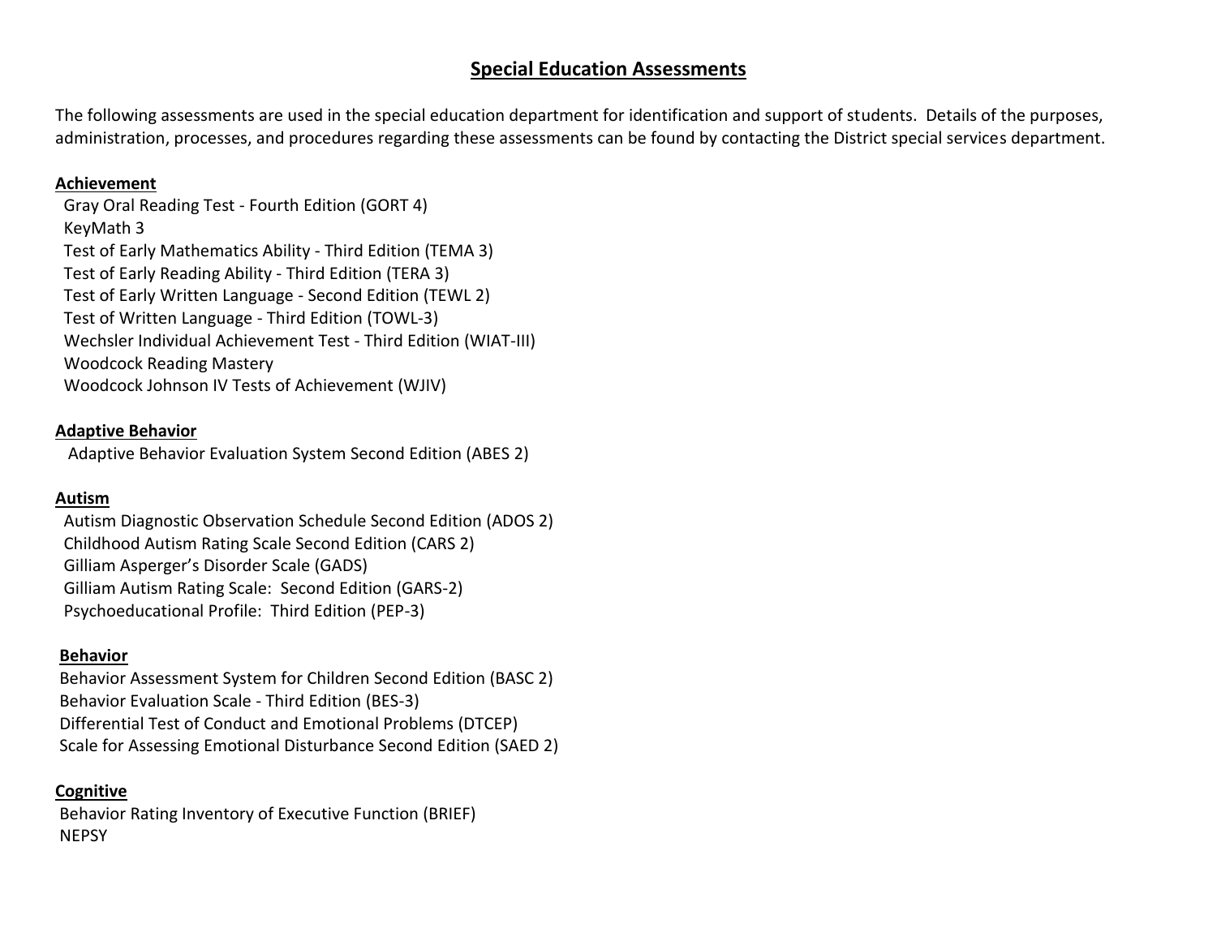# Special Education Assessments

The following assessments are used in the special education department for identification and support of students. Details of the purposes, administration, processes, and procedures regarding these assessments can be found by contacting the District special services department.

**Achievement**

Gray Oral Reading Test - Fourth Edition (GORT 4)
KeyMath 3
Test of Early Mathematics Ability - Third Edition (TEMA 3)
Test of Early Reading Ability - Third Edition (TERA 3)
Test of Early Written Language - Second Edition (TEWL 2)
Test of Written Language - Third Edition (TOWL-3)
Wechsler Individual Achievement Test - Third Edition (WIAT-III)
Woodcock Reading Mastery
Woodcock Johnson IV Tests of Achievement (WJIV)

**Adaptive Behavior**

Adaptive Behavior Evaluation System Second Edition (ABES 2)

**Autism**

Autism Diagnostic Observation Schedule Second Edition (ADOS 2)
Childhood Autism Rating Scale Second Edition (CARS 2)
Gilliam Asperger's Disorder Scale (GADS)
Gilliam Autism Rating Scale: Second Edition (GARS-2)
Psychoeducational Profile: Third Edition (PEP-3)

**Behavior**

Behavior Assessment System for Children Second Edition (BASC 2)
Behavior Evaluation Scale - Third Edition (BES-3)
Differential Test of Conduct and Emotional Problems (DTCEP)
Scale for Assessing Emotional Disturbance Second Edition (SAED 2)

**Cognitive**

Behavior Rating Inventory of Executive Function (BRIEF)
NEPSY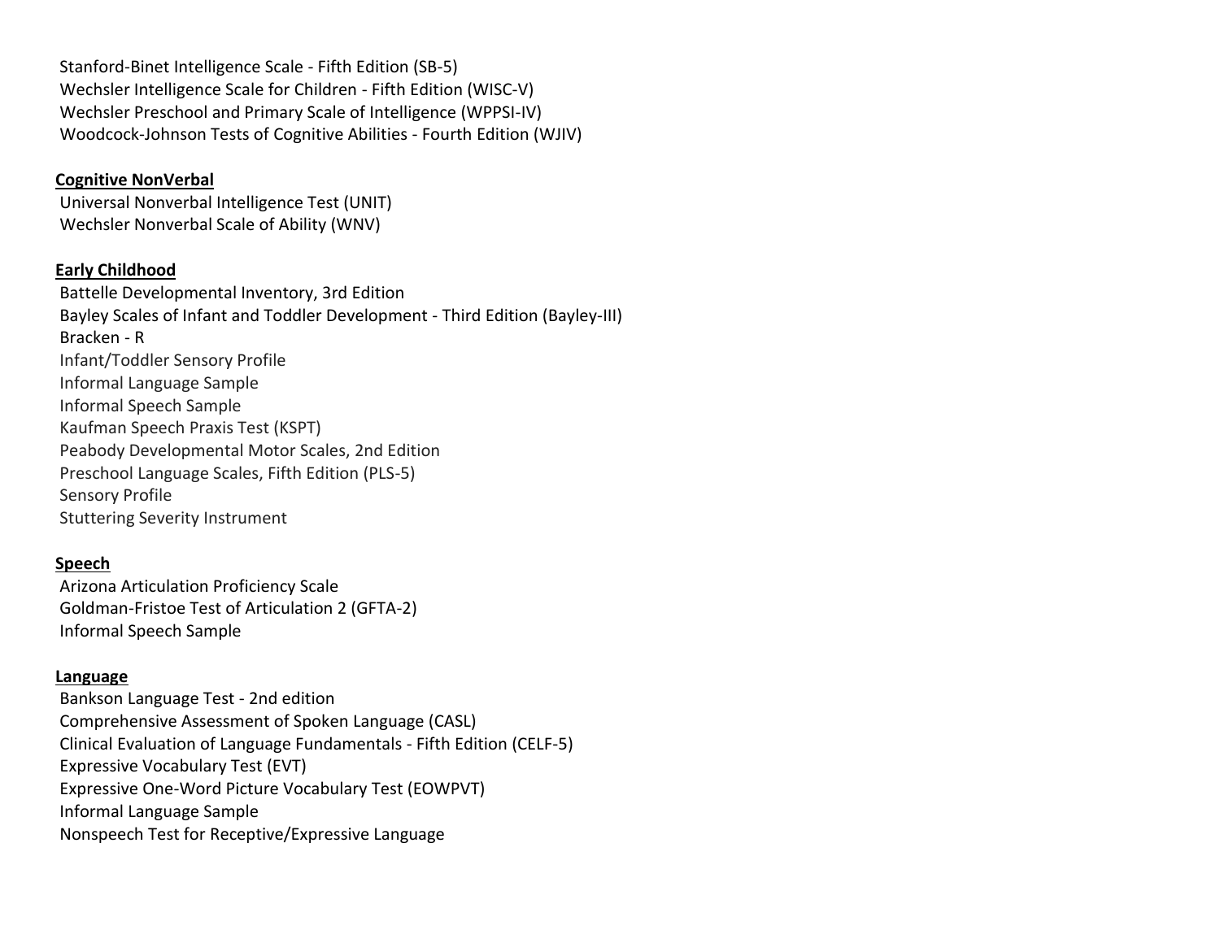Stanford-Binet Intelligence Scale - Fifth Edition (SB-5)
Wechsler Intelligence Scale for Children - Fifth Edition (WISC-V)
Wechsler Preschool and Primary Scale of Intelligence (WPPSI-IV)
Woodcock-Johnson Tests of Cognitive Abilities - Fourth Edition (WJIV)

**Cognitive NonVerbal**

Universal Nonverbal Intelligence Test (UNIT)
Wechsler Nonverbal Scale of Ability (WNV)

**Early Childhood**

Battelle Developmental Inventory, 3rd Edition
Bayley Scales of Infant and Toddler Development - Third Edition (Bayley-III)
Bracken - R
Infant/Toddler Sensory Profile
Informal Language Sample
Informal Speech Sample
Kaufman Speech Praxis Test (KSPT)
Peabody Developmental Motor Scales, 2nd Edition
Preschool Language Scales, Fifth Edition (PLS-5)
Sensory Profile
Stuttering Severity Instrument

**Speech**

Arizona Articulation Proficiency Scale
Goldman-Fristoe Test of Articulation 2 (GFTA-2)
Informal Speech Sample

**Language**

Bankson Language Test - 2nd edition
Comprehensive Assessment of Spoken Language (CASL)
Clinical Evaluation of Language Fundamentals - Fifth Edition (CELF-5)
Expressive Vocabulary Test (EVT)
Expressive One-Word Picture Vocabulary Test (EOWPVT)
Informal Language Sample
Nonspeech Test for Receptive/Expressive Language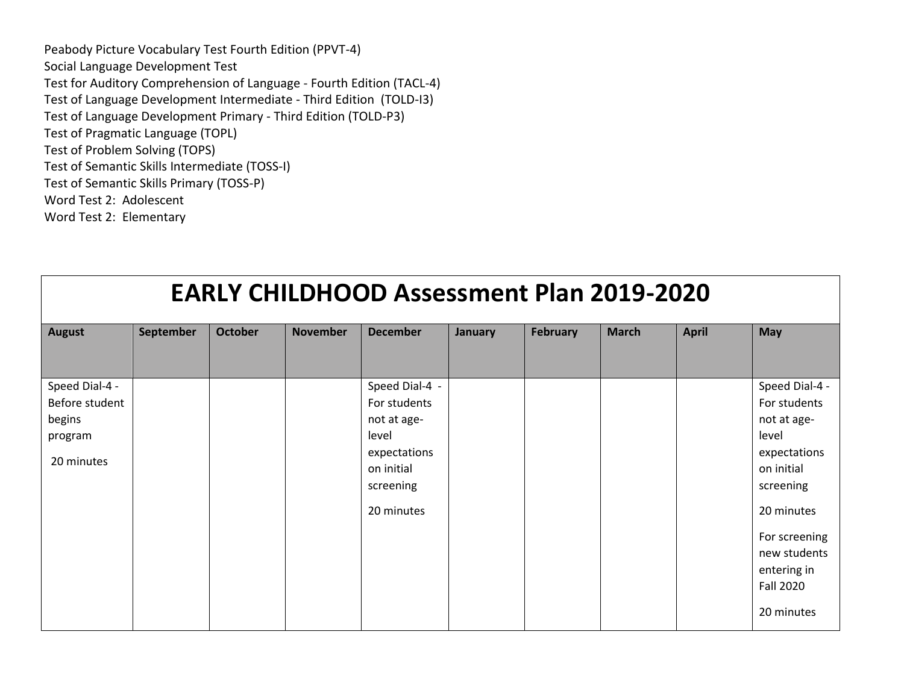Peabody Picture Vocabulary Test Fourth Edition (PPVT-4)
Social Language Development Test
Test for Auditory Comprehension of Language - Fourth Edition (TACL-4)
Test of Language Development Intermediate - Third Edition (TOLD-I3)
Test of Language Development Primary - Third Edition (TOLD-P3)
Test of Pragmatic Language (TOPL)
Test of Problem Solving (TOPS)
Test of Semantic Skills Intermediate (TOSS-I)
Test of Semantic Skills Primary (TOSS-P)
Word Test 2: Adolescent
Word Test 2: Elementary

# EARLY CHILDHOOD Assessment Plan 2019-2020

| August | September | October | November | December | January | February | March | April | May |
|---|---|---|---|---|---|---|---|---|---|
| Speed Dial-4 - Before student begins program<br><br>20 minutes | | | | Speed Dial-4 - For students not at age-level expectations on initial screening<br><br>20 minutes | | | | | Speed Dial-4 - For students not at age-level expectations on initial screening<br><br>20 minutes<br><br>For screening new students entering in Fall 2020<br><br>20 minutes |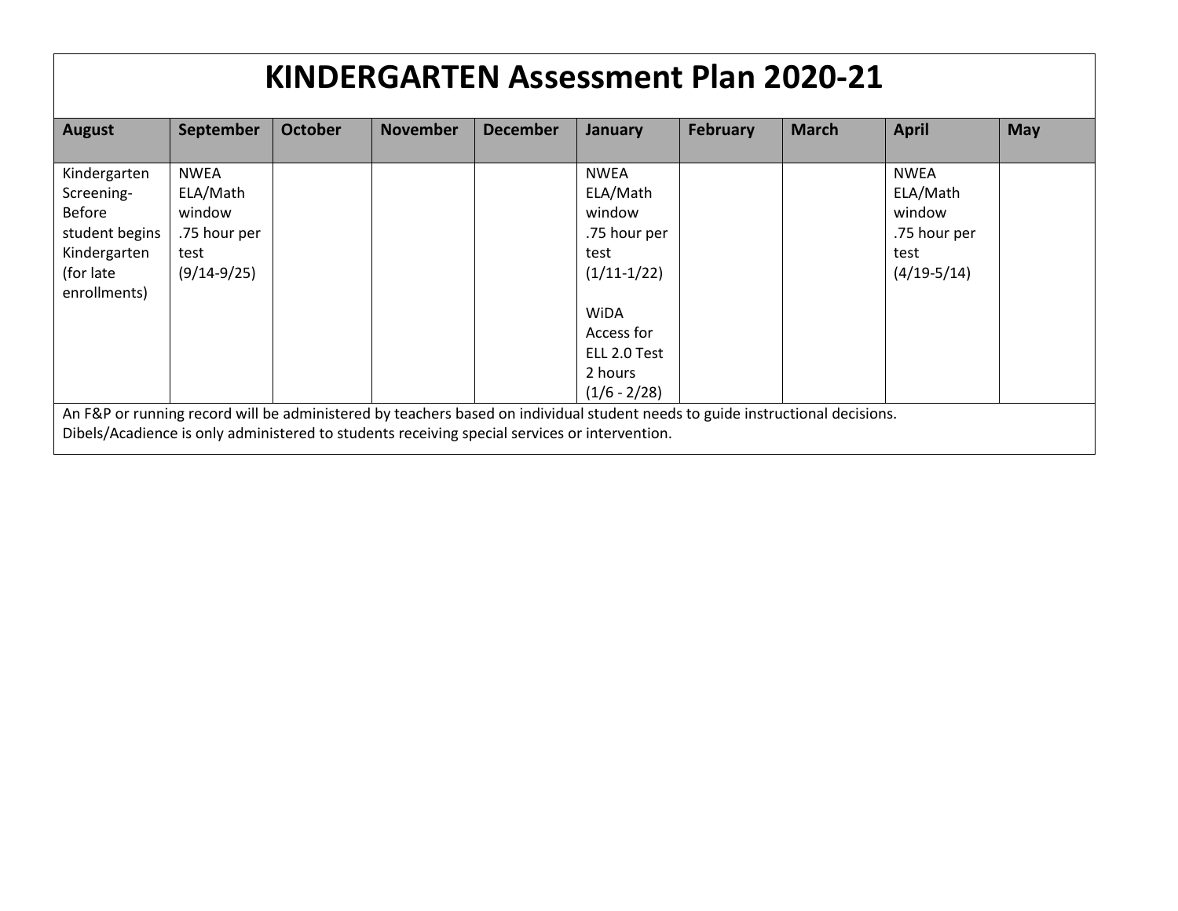# KINDERGARTEN Assessment Plan 2020-21

| August | September | October | November | December | January | February | March | April | May |
|---|---|---|---|---|---|---|---|---|---|
| Kindergarten Screening- Before student begins Kindergarten (for late enrollments) | NWEA ELA/Math window .75 hour per test (9/14-9/25) | | | | NWEA ELA/Math window .75 hour per test (1/11-1/22)<br><br>WiDA Access for ELL 2.0 Test 2 hours (1/6 - 2/28) | | | NWEA ELA/Math window .75 hour per test (4/19-5/14) | |

An F&P or running record will be administered by teachers based on individual student needs to guide instructional decisions.
Dibels/Acadience is only administered to students receiving special services or intervention.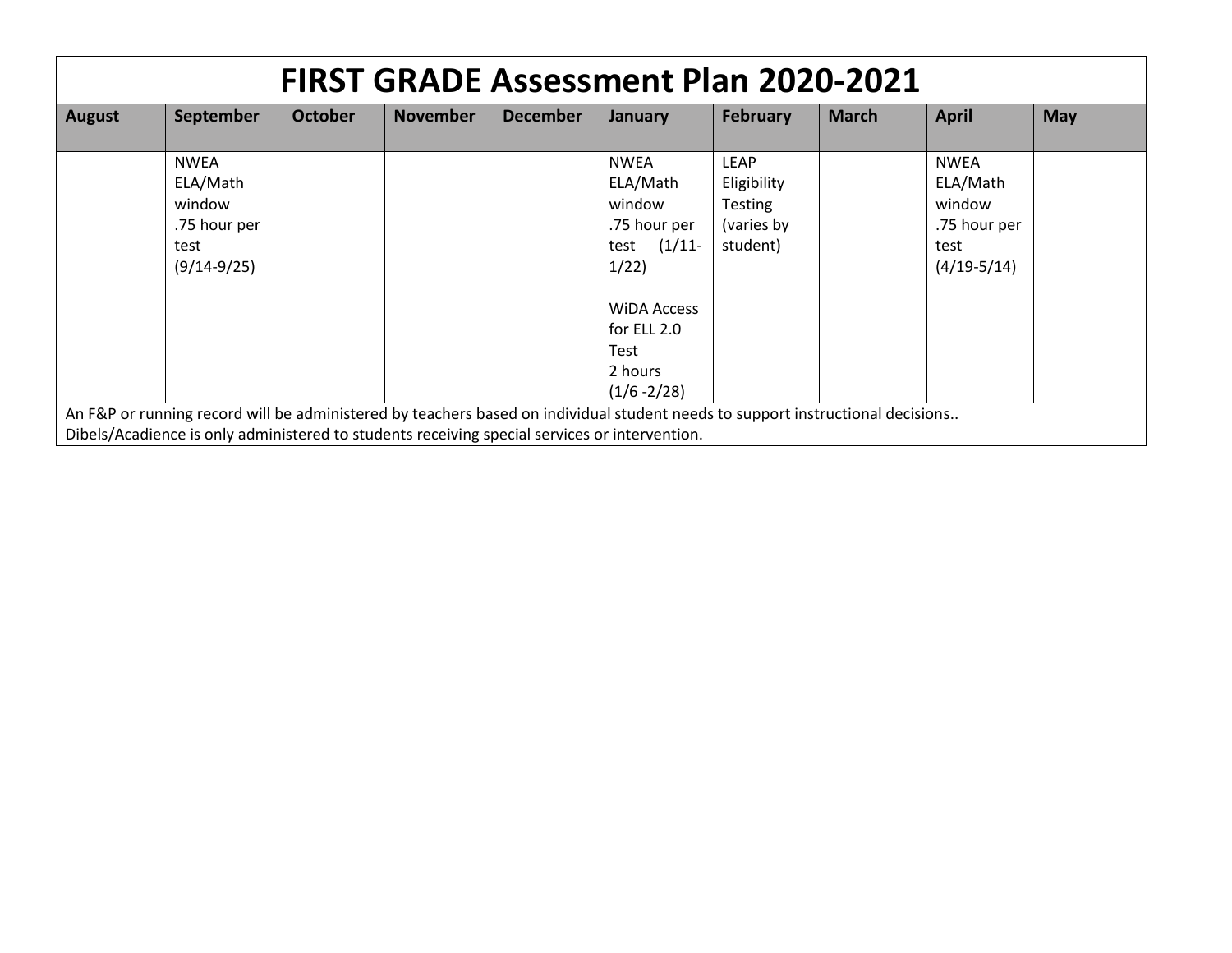# FIRST GRADE Assessment Plan 2020-2021

| August | September | October | November | December | January | February | March | April | May |
|---|---|---|---|---|---|---|---|---|---|
| | NWEA ELA/Math window .75 hour per test (9/14-9/25) | | | | NWEA ELA/Math window .75 hour per test (1/11-1/22)<br><br>WiDA Access for ELL 2.0 Test 2 hours (1/6 -2/28) | LEAP Eligibility Testing (varies by student) | | NWEA ELA/Math window .75 hour per test (4/19-5/14) | |

An F&P or running record will be administered by teachers based on individual student needs to support instructional decisions..
Dibels/Acadience is only administered to students receiving special services or intervention.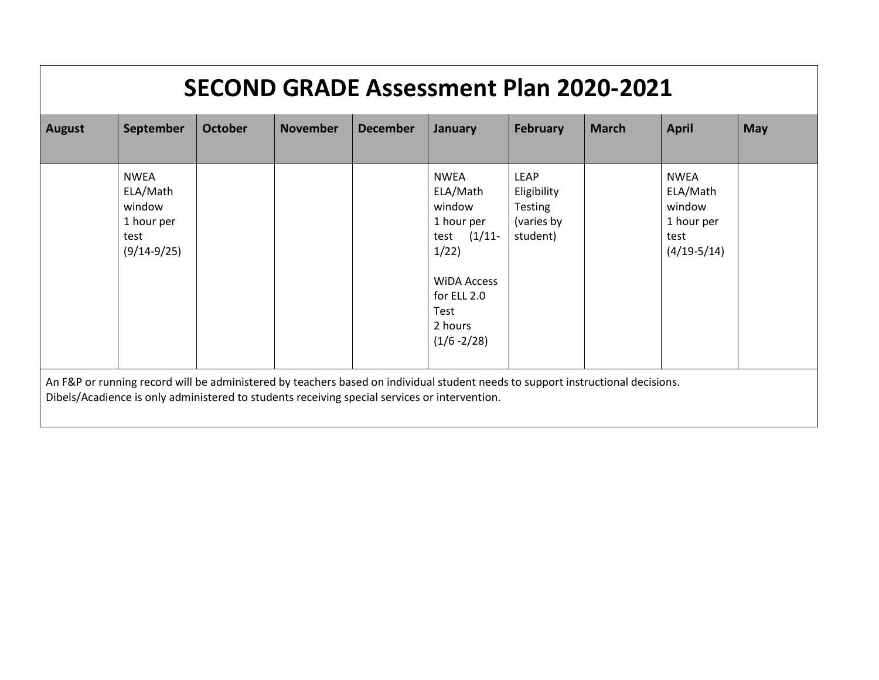# SECOND GRADE Assessment Plan 2020-2021

| August | September | October | November | December | January | February | March | April | May |
|---|---|---|---|---|---|---|---|---|---|
| | NWEA ELA/Math window 1 hour per test (9/14-9/25) | | | | NWEA ELA/Math window 1 hour per test (1/11-1/22)<br><br>WiDA Access for ELL 2.0 Test 2 hours (1/6 -2/28) | LEAP Eligibility Testing (varies by student) | | NWEA ELA/Math window 1 hour per test (4/19-5/14) | |

An F&P or running record will be administered by teachers based on individual student needs to support instructional decisions.
Dibels/Acadience is only administered to students receiving special services or intervention.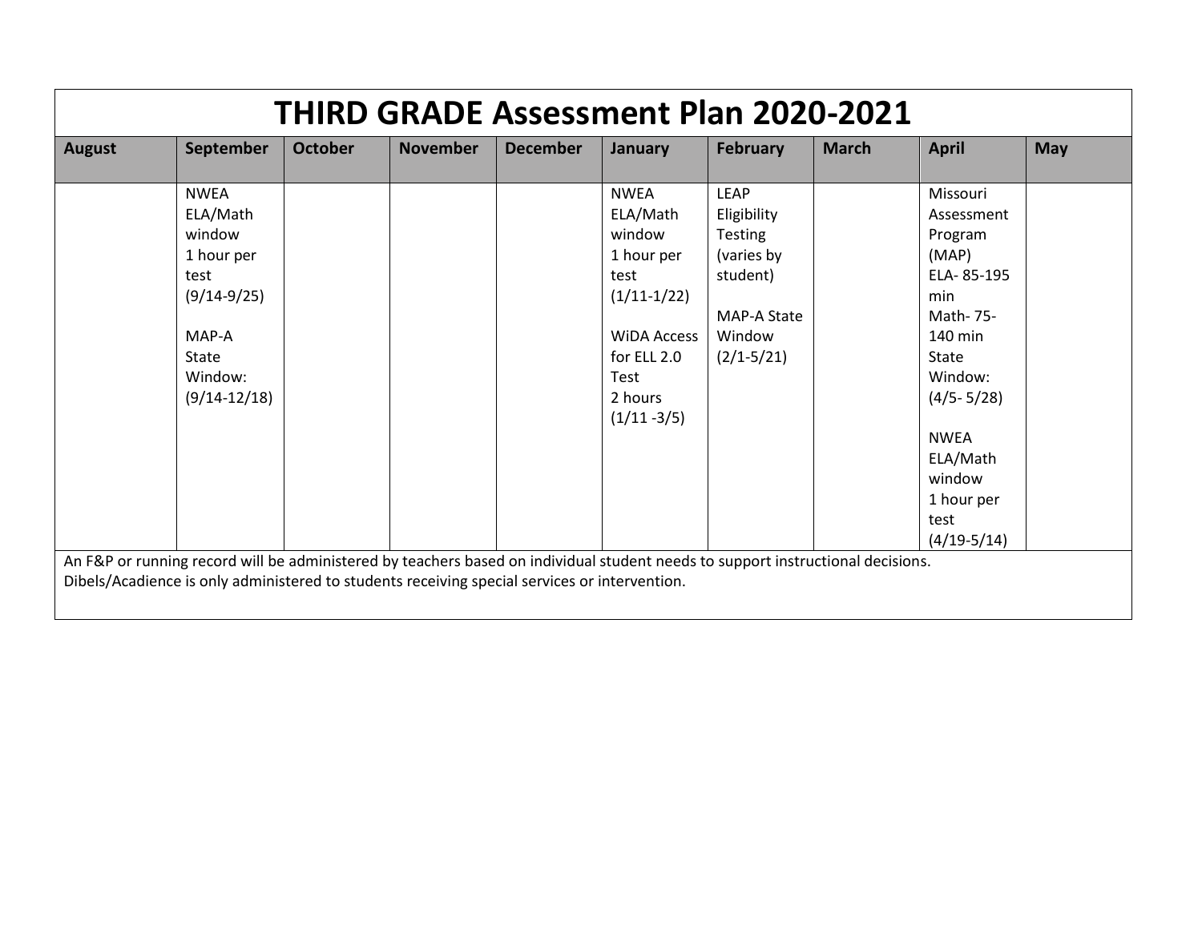# THIRD GRADE Assessment Plan 2020-2021

| August | September | October | November | December | January | February | March | April | May |
|---|---|---|---|---|---|---|---|---|---|
| | NWEA ELA/Math window 1 hour per test (9/14-9/25)<br><br>MAP-A State Window: (9/14-12/18) | | | | NWEA ELA/Math window 1 hour per test (1/11-1/22)<br><br>WiDA Access for ELL 2.0 Test 2 hours (1/11 -3/5) | LEAP Eligibility Testing (varies by student)<br><br>MAP-A State Window (2/1-5/21) | | Missouri Assessment Program (MAP) ELA- 85-195 min Math- 75-140 min State Window: (4/5- 5/28)<br><br>NWEA ELA/Math window 1 hour per test (4/19-5/14) | |

An F&P or running record will be administered by teachers based on individual student needs to support instructional decisions.
Dibels/Acadience is only administered to students receiving special services or intervention.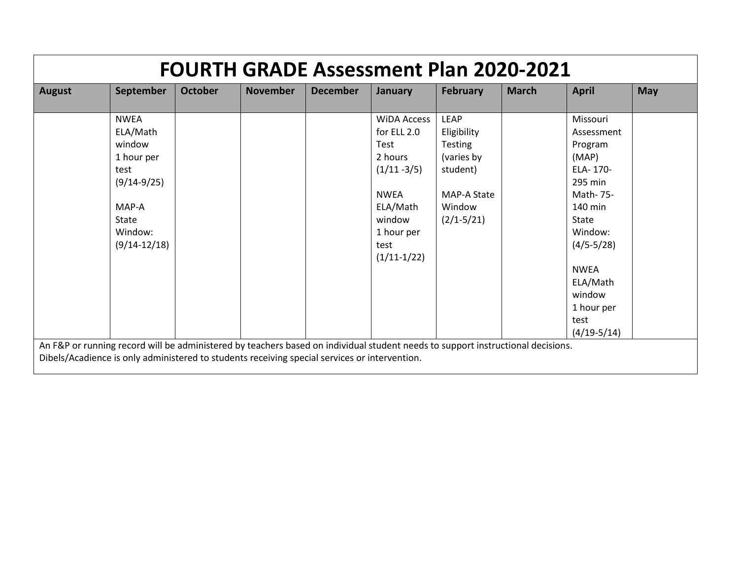# FOURTH GRADE Assessment Plan 2020-2021

| August | September | October | November | December | January | February | March | April | May |
|---|---|---|---|---|---|---|---|---|---|
| | NWEA ELA/Math window 1 hour per test (9/14-9/25)<br><br>MAP-A State Window: (9/14-12/18) | | | | WiDA Access for ELL 2.0 Test 2 hours (1/11 -3/5)<br><br>NWEA ELA/Math window 1 hour per test (1/11-1/22) | LEAP Eligibility Testing (varies by student)<br><br>MAP-A State Window (2/1-5/21) | | Missouri Assessment Program (MAP) ELA- 170-295 min Math- 75-140 min State Window: (4/5-5/28)<br><br>NWEA ELA/Math window 1 hour per test (4/19-5/14) | |

An F&P or running record will be administered by teachers based on individual student needs to support instructional decisions.
Dibels/Acadience is only administered to students receiving special services or intervention.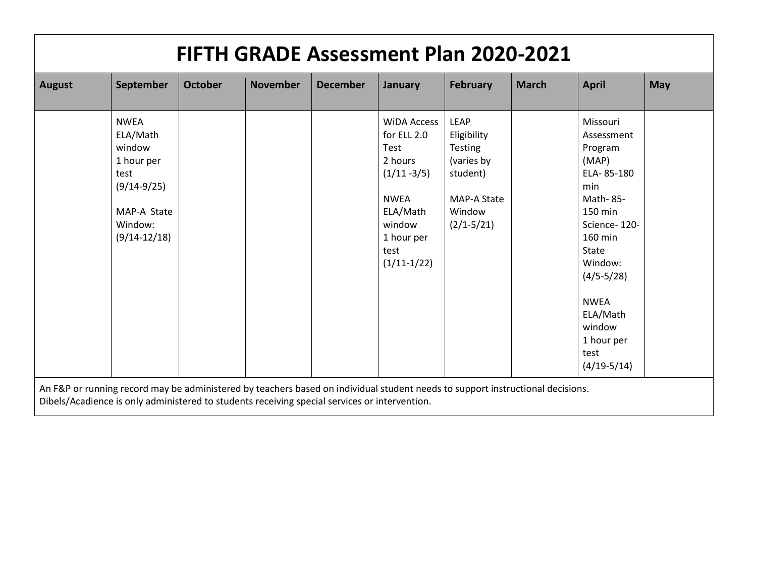# FIFTH GRADE Assessment Plan 2020-2021

| August | September | October | November | December | January | February | March | April | May |
|---|---|---|---|---|---|---|---|---|---|
| | NWEA ELA/Math window 1 hour per test (9/14-9/25)<br><br>MAP-A State Window: (9/14-12/18) | | | | WiDA Access for ELL 2.0 Test 2 hours (1/11 -3/5)<br><br>NWEA ELA/Math window 1 hour per test (1/11-1/22) | LEAP Eligibility Testing (varies by student)<br><br>MAP-A State Window (2/1-5/21) | | Missouri Assessment Program (MAP) ELA- 85-180 min Math- 85-150 min Science- 120-160 min State Window: (4/5-5/28)<br><br>NWEA ELA/Math window 1 hour per test (4/19-5/14) | |

An F&P or running record may be administered by teachers based on individual student needs to support instructional decisions.
Dibels/Acadience is only administered to students receiving special services or intervention.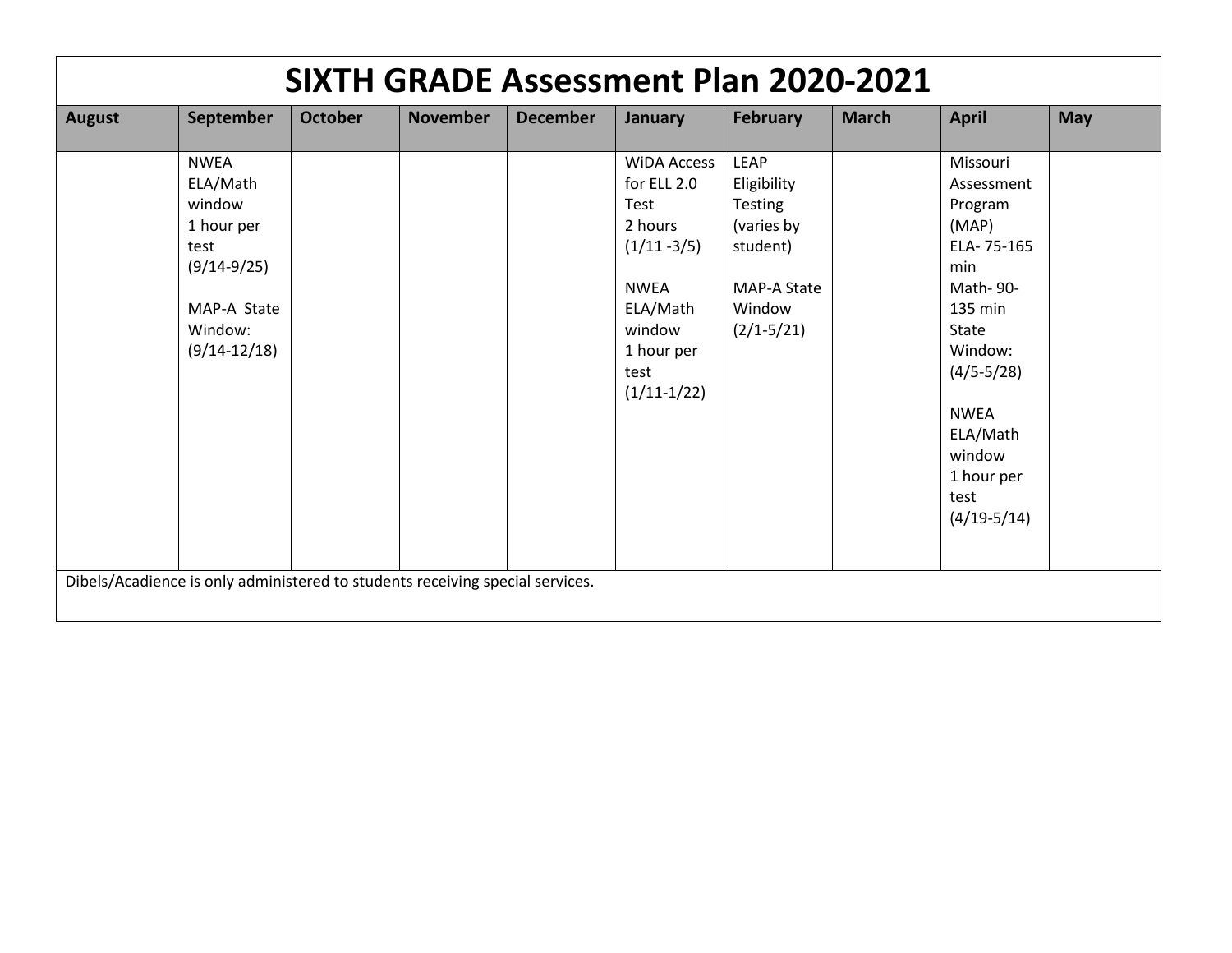# SIXTH GRADE Assessment Plan 2020-2021

| August | September | October | November | December | January | February | March | April | May |
|---|---|---|---|---|---|---|---|---|---|
| | NWEA ELA/Math window 1 hour per test (9/14-9/25)<br><br>MAP-A State Window: (9/14-12/18) | | | | WiDA Access for ELL 2.0 Test 2 hours (1/11 -3/5)<br><br>NWEA ELA/Math window 1 hour per test (1/11-1/22) | LEAP Eligibility Testing (varies by student)<br><br>MAP-A State Window (2/1-5/21) | | Missouri Assessment Program (MAP) ELA- 75-165 min Math- 90-135 min State Window: (4/5-5/28)<br><br>NWEA ELA/Math window 1 hour per test (4/19-5/14) | |

Dibels/Acadience is only administered to students receiving special services.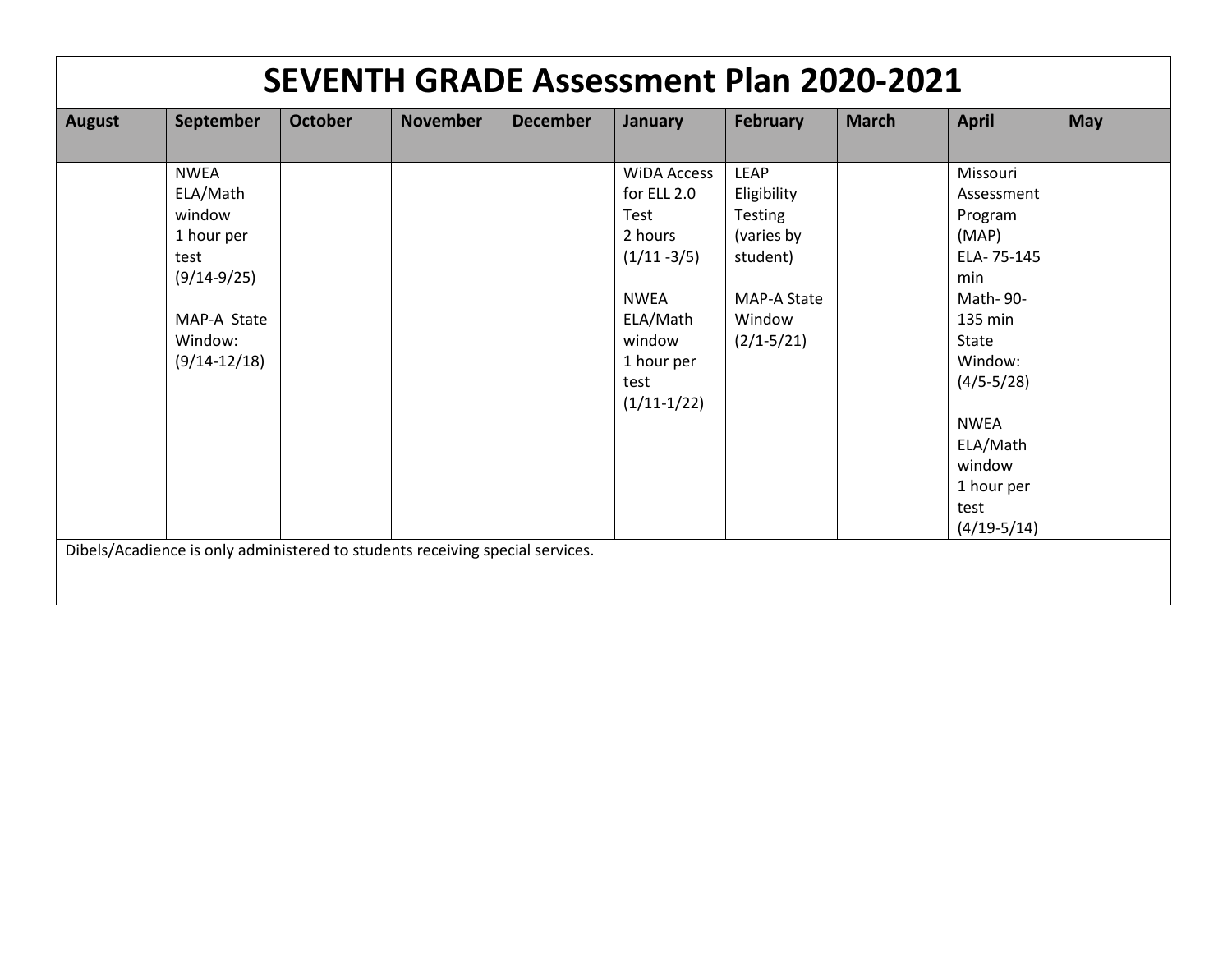# SEVENTH GRADE Assessment Plan 2020-2021

| August | September | October | November | December | January | February | March | April | May |
|---|---|---|---|---|---|---|---|---|---|
| | NWEA ELA/Math window 1 hour per test (9/14-9/25)<br><br>MAP-A State Window: (9/14-12/18) | | | | WiDA Access for ELL 2.0 Test 2 hours (1/11 -3/5)<br><br>NWEA ELA/Math window 1 hour per test (1/11-1/22) | LEAP Eligibility Testing (varies by student)<br><br>MAP-A State Window (2/1-5/21) | | Missouri Assessment Program (MAP) ELA- 75-145 min Math- 90-135 min State Window: (4/5-5/28)<br><br>NWEA ELA/Math window 1 hour per test (4/19-5/14) | |

Dibels/Acadience is only administered to students receiving special services.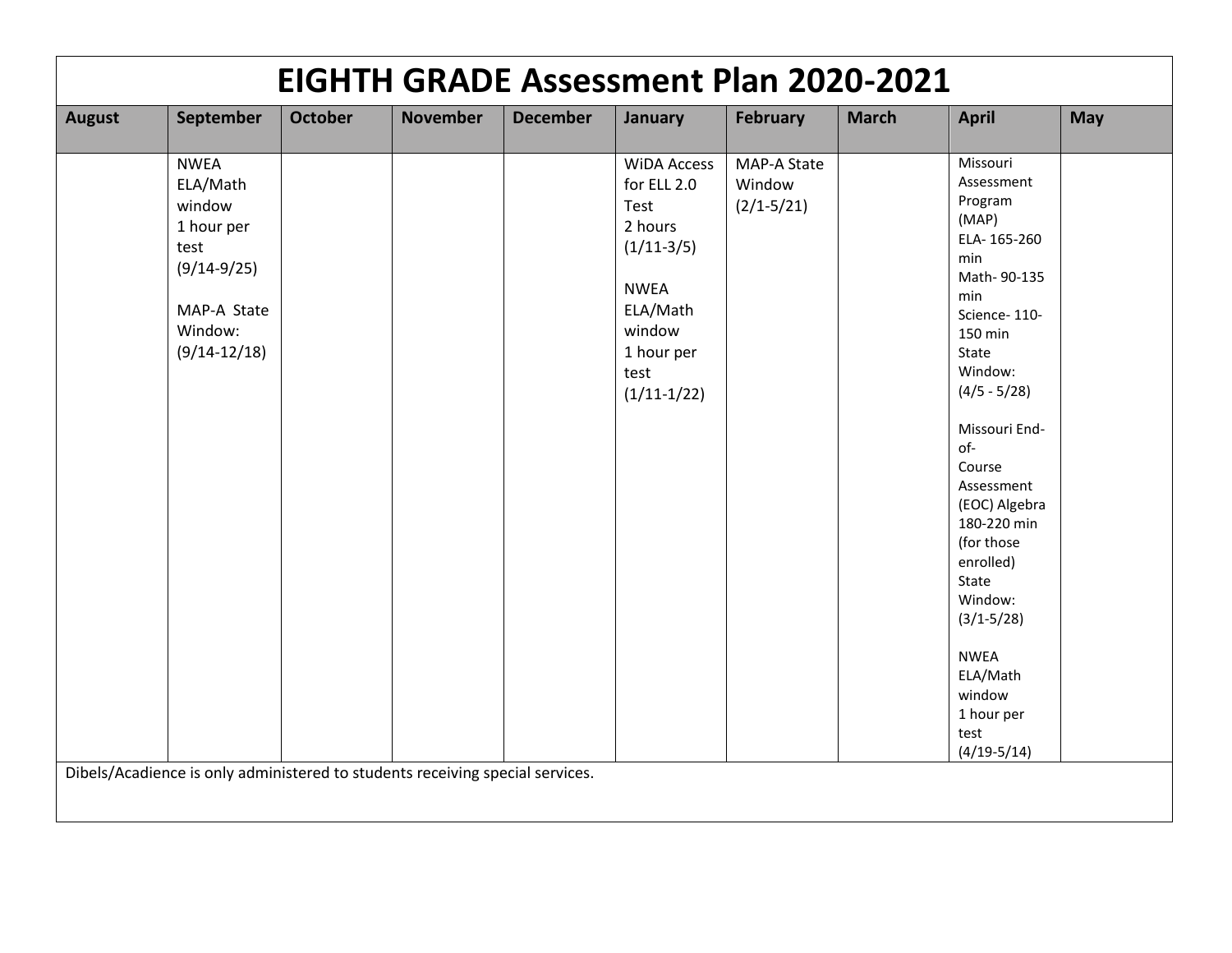# EIGHTH GRADE Assessment Plan 2020-2021

| August | September | October | November | December | January | February | March | April | May |
|---|---|---|---|---|---|---|---|---|---|
| | NWEA ELA/Math window 1 hour per test (9/14-9/25)<br><br>MAP-A State Window: (9/14-12/18) | | | | WiDA Access for ELL 2.0 Test 2 hours (1/11-3/5)<br><br>NWEA ELA/Math window 1 hour per test (1/11-1/22) | MAP-A State Window (2/1-5/21) | | Missouri Assessment Program (MAP) ELA- 165-260 min Math- 90-135 min Science- 110-150 min State Window: (4/5 - 5/28)<br><br>Missouri End-of-Course Assessment (EOC) Algebra 180-220 min (for those enrolled) State Window: (3/1-5/28)<br><br>NWEA ELA/Math window 1 hour per test (4/19-5/14) | |

Dibels/Acadience is only administered to students receiving special services.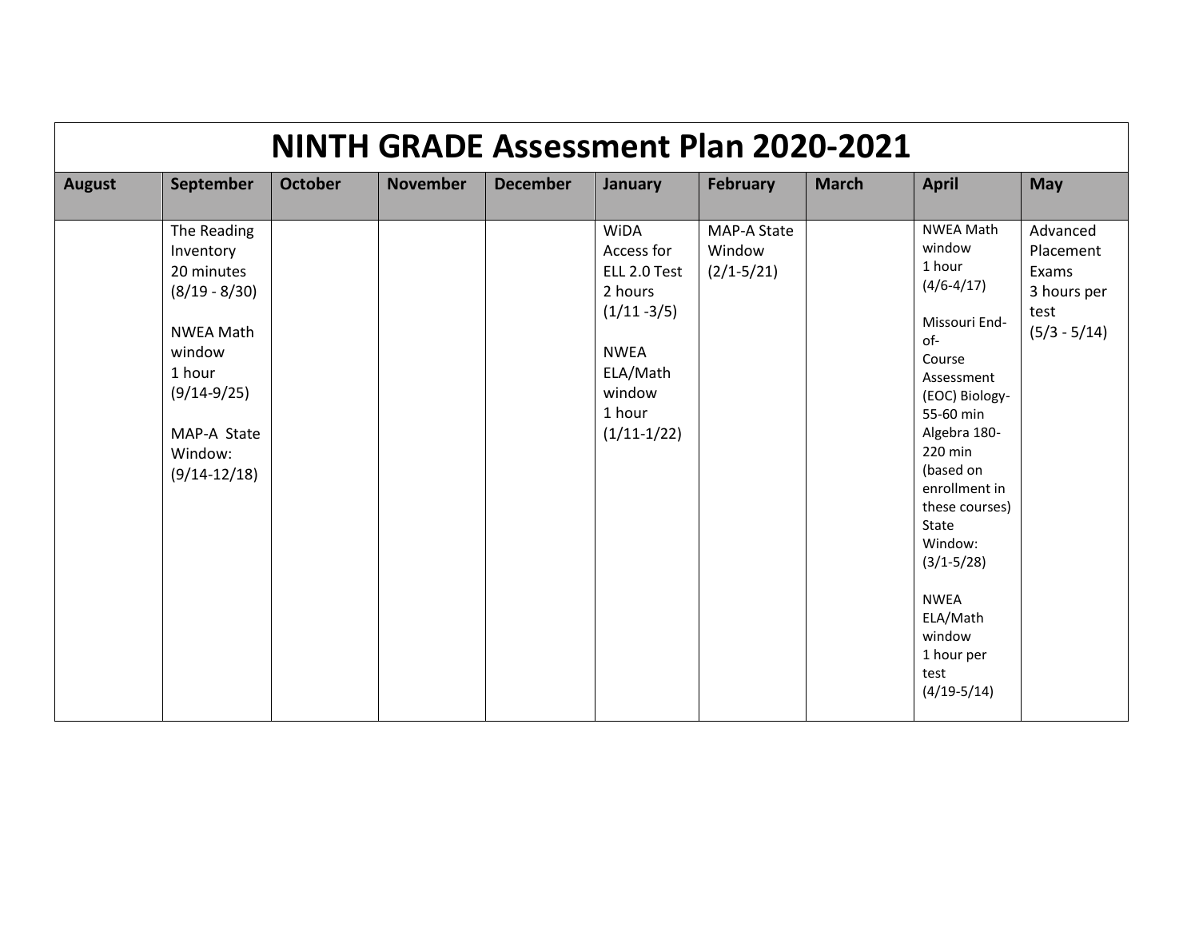# NINTH GRADE Assessment Plan 2020-2021

| August | September | October | November | December | January | February | March | April | May |
|---|---|---|---|---|---|---|---|---|---|
| | The Reading Inventory 20 minutes (8/19 - 8/30)<br><br>NWEA Math window 1 hour (9/14-9/25)<br><br>MAP-A State Window: (9/14-12/18) | | | | WiDA Access for ELL 2.0 Test 2 hours (1/11 -3/5)<br><br>NWEA ELA/Math window 1 hour (1/11-1/22) | MAP-A State Window (2/1-5/21) | | NWEA Math window 1 hour (4/6-4/17)<br><br>Missouri End-of-Course Assessment (EOC) Biology-55-60 min Algebra 180-220 min (based on enrollment in these courses) State Window: (3/1-5/28)<br><br>NWEA ELA/Math window 1 hour per test (4/19-5/14) | Advanced Placement Exams 3 hours per test (5/3 - 5/14) |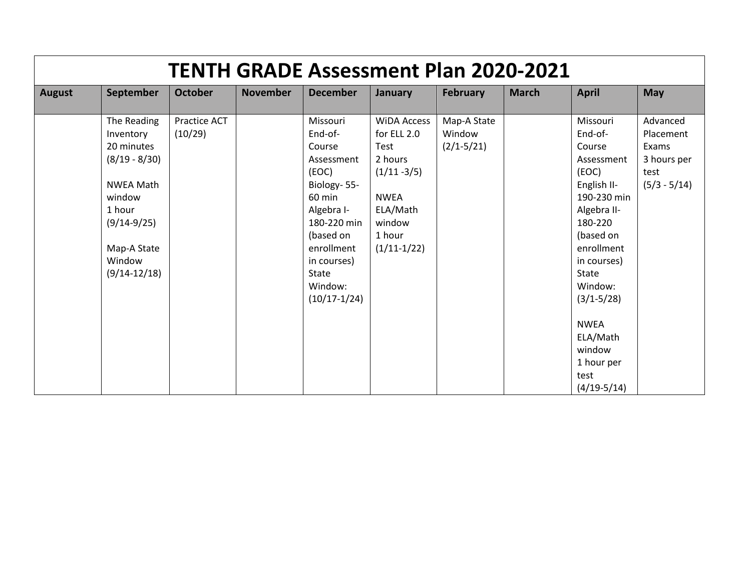# TENTH GRADE Assessment Plan 2020-2021

| August | September | October | November | December | January | February | March | April | May |
|---|---|---|---|---|---|---|---|---|---|
| | The Reading Inventory 20 minutes (8/19 - 8/30)<br><br>NWEA Math window 1 hour (9/14-9/25)<br><br>Map-A State Window (9/14-12/18) | Practice ACT (10/29) | | Missouri End-of-Course Assessment (EOC) Biology- 55-60 min Algebra I- 180-220 min (based on enrollment in courses) State Window: (10/17-1/24) | WiDA Access for ELL 2.0 Test 2 hours (1/11 -3/5)<br><br>NWEA ELA/Math window 1 hour (1/11-1/22) | Map-A State Window (2/1-5/21) | | Missouri End-of-Course Assessment (EOC) English II- 190-230 min Algebra II- 180-220 (based on enrollment in courses) State Window: (3/1-5/28)<br><br>NWEA ELA/Math window 1 hour per test (4/19-5/14) | Advanced Placement Exams 3 hours per test (5/3 - 5/14) |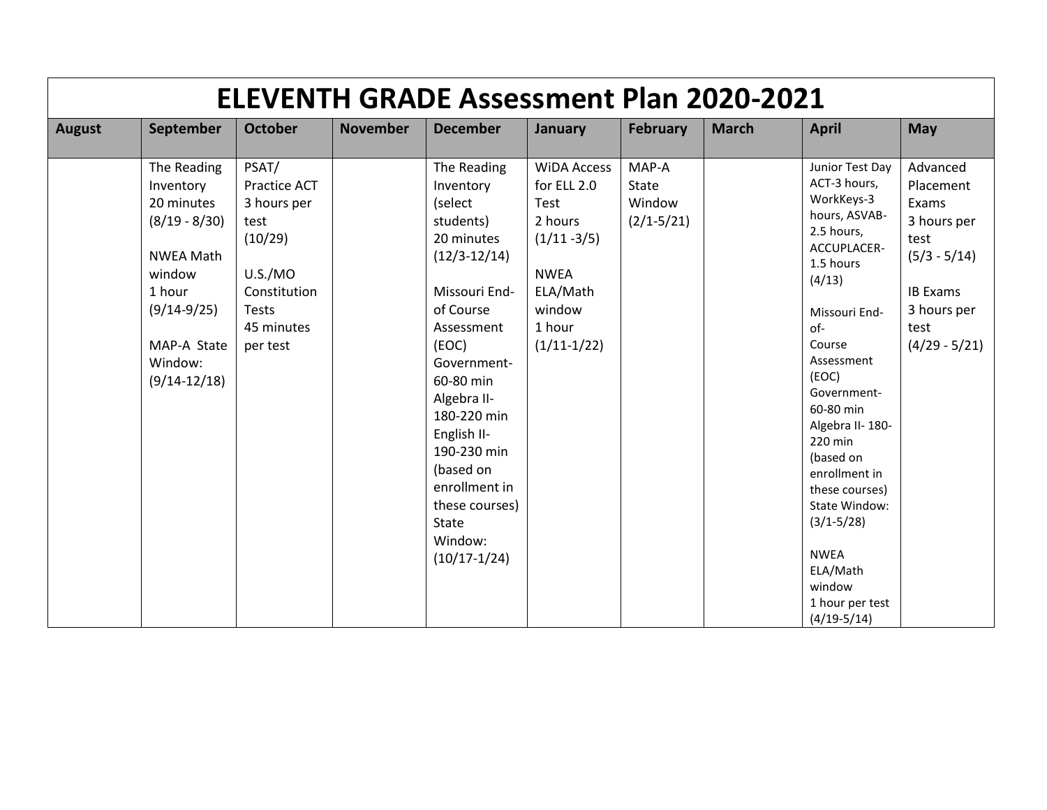# ELEVENTH GRADE Assessment Plan 2020-2021

| August | September | October | November | December | January | February | March | April | May |
|---|---|---|---|---|---|---|---|---|---|
| | The Reading Inventory 20 minutes (8/19 - 8/30)<br><br>NWEA Math window 1 hour (9/14-9/25)<br><br>MAP-A State Window: (9/14-12/18) | PSAT/ Practice ACT 3 hours per test (10/29)<br><br>U.S./MO Constitution Tests 45 minutes per test | | The Reading Inventory (select students) 20 minutes (12/3-12/14)<br><br>Missouri End-of Course Assessment (EOC) Government- 60-80 min Algebra II- 180-220 min English II- 190-230 min (based on enrollment in these courses) State Window: (10/17-1/24) | WiDA Access for ELL 2.0 Test 2 hours (1/11 -3/5)<br><br>NWEA ELA/Math window 1 hour (1/11-1/22) | MAP-A State Window (2/1-5/21) | | Junior Test Day ACT-3 hours, WorkKeys-3 hours, ASVAB- 2.5 hours, ACCUPLACER- 1.5 hours (4/13)<br><br>Missouri End-of- Course Assessment (EOC) Government- 60-80 min Algebra II- 180-220 min (based on enrollment in these courses) State Window: (3/1-5/28)<br><br>NWEA ELA/Math window 1 hour per test (4/19-5/14) | Advanced Placement Exams 3 hours per test (5/3 - 5/14)<br><br>IB Exams 3 hours per test (4/29 - 5/21) |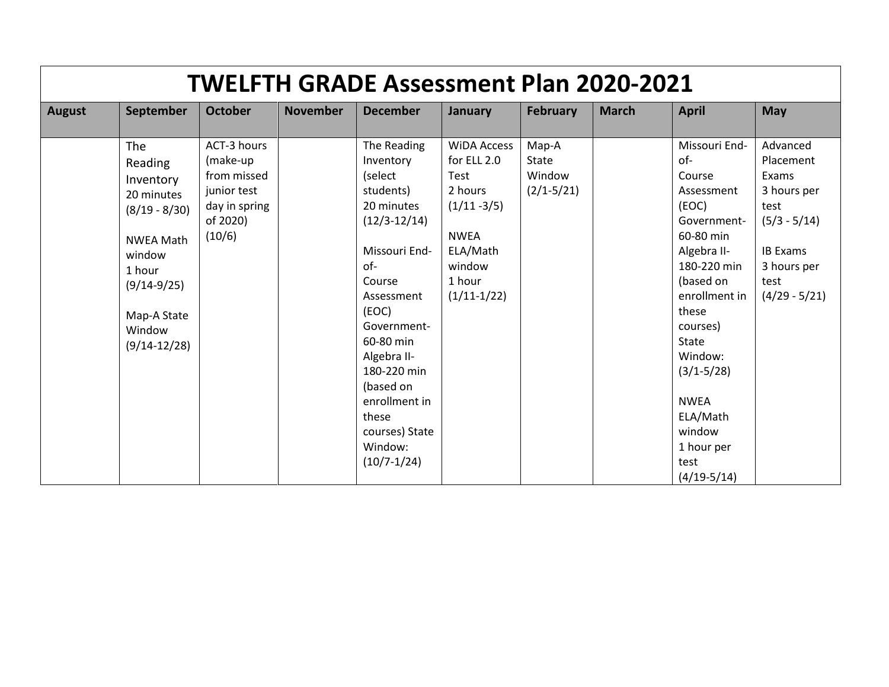# TWELFTH GRADE Assessment Plan 2020-2021

| August | September | October | November | December | January | February | March | April | May |
|---|---|---|---|---|---|---|---|---|---|
| | The Reading Inventory 20 minutes (8/19 - 8/30)<br><br>NWEA Math window 1 hour (9/14-9/25)<br><br>Map-A State Window (9/14-12/28) | ACT-3 hours (make-up from missed junior test day in spring of 2020) (10/6) | | The Reading Inventory (select students) 20 minutes (12/3-12/14)<br><br>Missouri End-of-Course Assessment (EOC) Government-60-80 min Algebra II-180-220 min (based on enrollment in these courses) State Window: (10/7-1/24) | WiDA Access for ELL 2.0 Test 2 hours (1/11 -3/5)<br><br>NWEA ELA/Math window 1 hour (1/11-1/22) | Map-A State Window (2/1-5/21) | | Missouri End-of-Course Assessment (EOC) Government-60-80 min Algebra II-180-220 min (based on enrollment in these courses) State Window: (3/1-5/28)<br><br>NWEA ELA/Math window 1 hour per test (4/19-5/14) | Advanced Placement Exams 3 hours per test (5/3 - 5/14)<br><br>IB Exams 3 hours per test (4/29 - 5/21) |